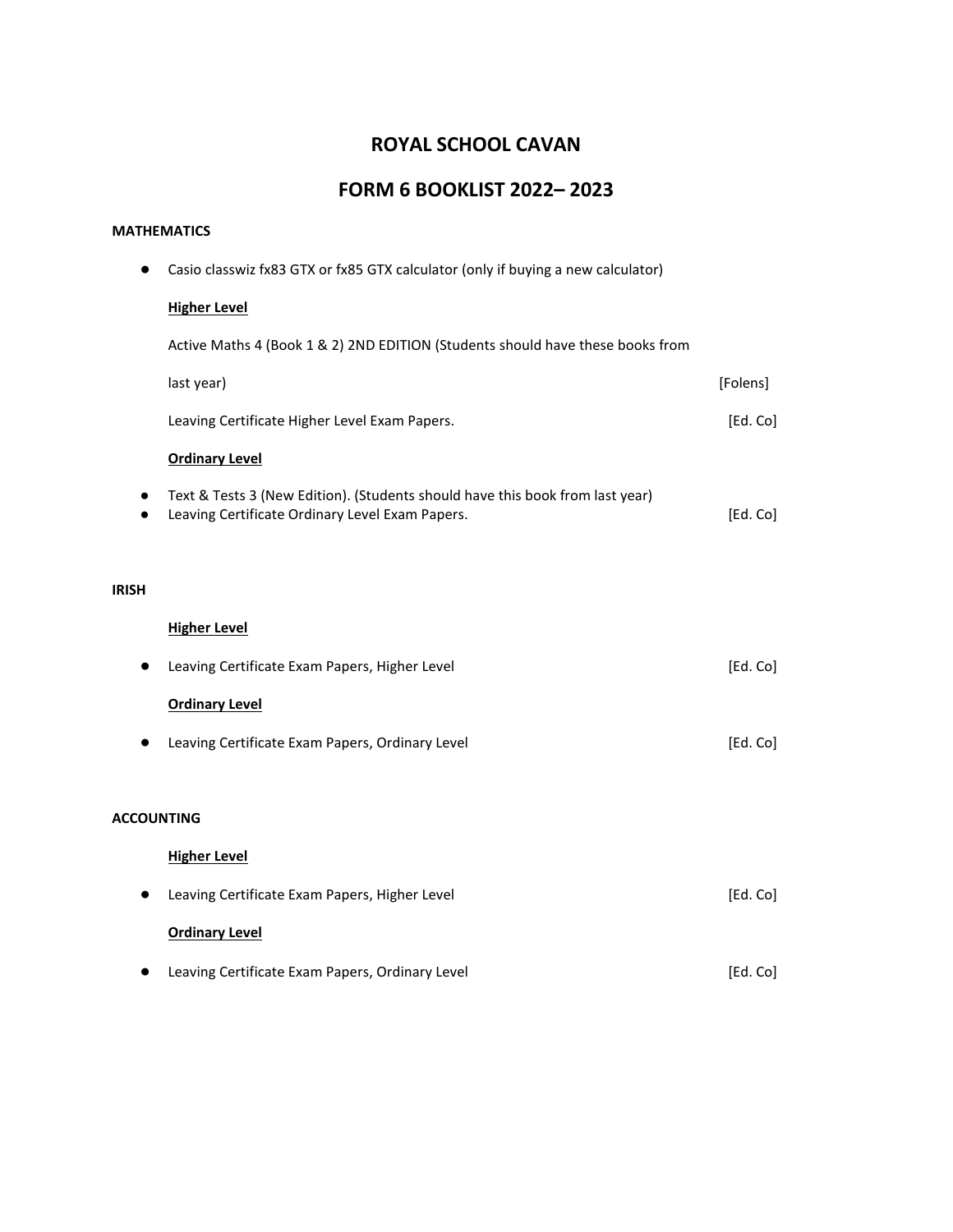# ROYAL SCHOOL CAVAN

## FORM 6 BOOKLIST 2022– 2023

**MATHEMATICS**

- Casio classwiz fx83 GTX or fx85 GTX calculator (only if buying a new calculator)

**Higher Level**

Active Maths 4 (Book 1 & 2) 2ND EDITION (Students should have these books from last year) [Folens]

Leaving Certificate Higher Level Exam Papers. [Ed. Co]

**Ordinary Level**

- Text & Tests 3 (New Edition). (Students should have this book from last year)
- Leaving Certificate Ordinary Level Exam Papers. [Ed. Co]

**IRISH**

**Higher Level**

- Leaving Certificate Exam Papers, Higher Level [Ed. Co]

**Ordinary Level**

- Leaving Certificate Exam Papers, Ordinary Level [Ed. Co]

**ACCOUNTING**

**Higher Level**

- Leaving Certificate Exam Papers, Higher Level [Ed. Co]

**Ordinary Level**

- Leaving Certificate Exam Papers, Ordinary Level [Ed. Co]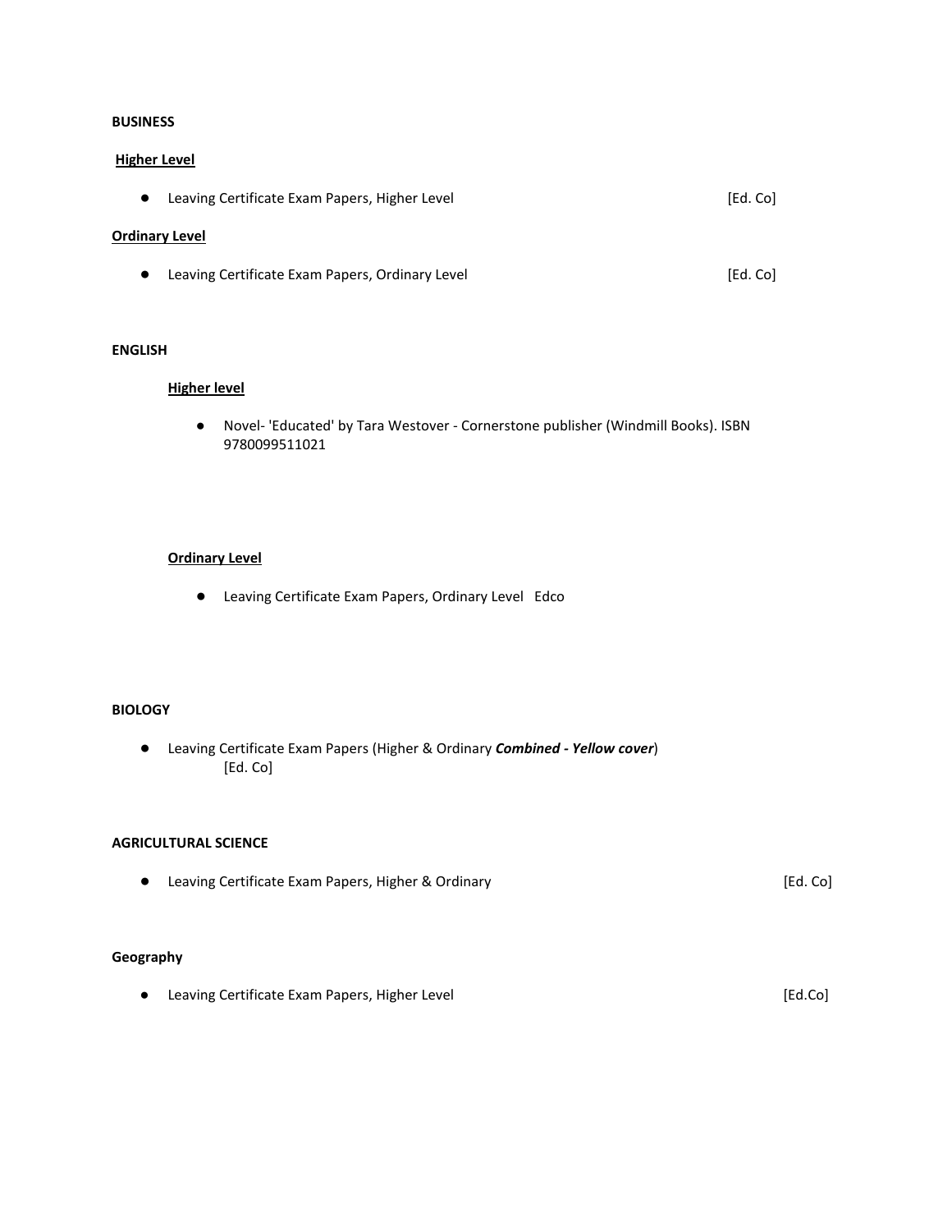**BUSINESS**

**Higher Level**

- Leaving Certificate Exam Papers, Higher Level [Ed. Co]

**Ordinary Level**

- Leaving Certificate Exam Papers, Ordinary Level [Ed. Co]

**ENGLISH**

**Higher level**

- Novel- 'Educated' by Tara Westover - Cornerstone publisher (Windmill Books). ISBN 9780099511021

**Ordinary Level**

- Leaving Certificate Exam Papers, Ordinary Level Edco

**BIOLOGY**

- Leaving Certificate Exam Papers (Higher & Ordinary ***Combined - Yellow cover***) [Ed. Co]

**AGRICULTURAL SCIENCE**

- Leaving Certificate Exam Papers, Higher & Ordinary [Ed. Co]

**Geography**

- Leaving Certificate Exam Papers, Higher Level [Ed.Co]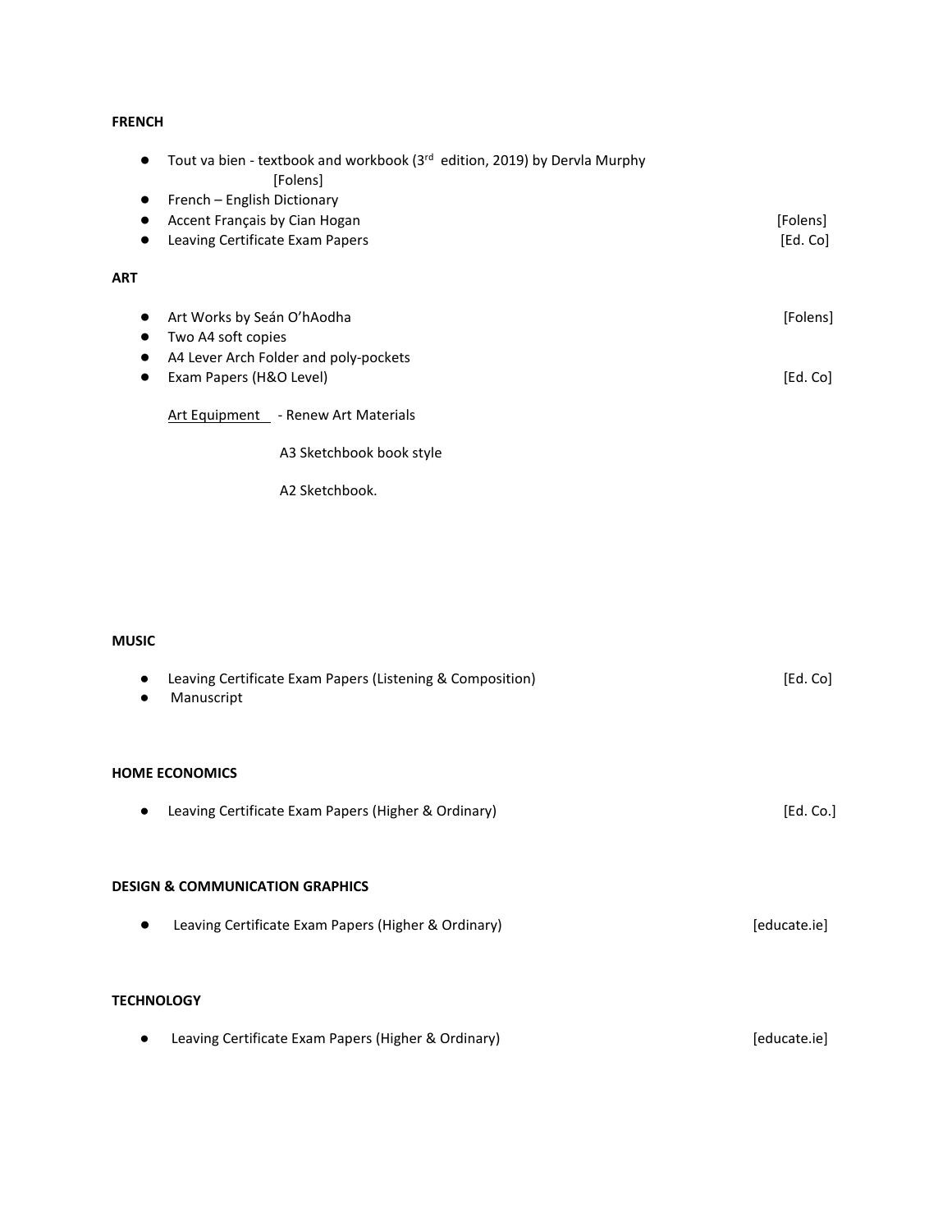**FRENCH**

- Tout va bien - textbook and workbook (3rd edition, 2019) by Dervla Murphy [Folens]
- French – English Dictionary
- Accent Français by Cian Hogan [Folens]
- Leaving Certificate Exam Papers [Ed. Co]

**ART**

- Art Works by Seán O'hAodha [Folens]
- Two A4 soft copies
- A4 Lever Arch Folder and poly-pockets
- Exam Papers (H&O Level) [Ed. Co]

Art Equipment - Renew Art Materials

A3 Sketchbook book style

A2 Sketchbook.

**MUSIC**

- Leaving Certificate Exam Papers (Listening & Composition) [Ed. Co]
- Manuscript

**HOME ECONOMICS**

- Leaving Certificate Exam Papers (Higher & Ordinary) [Ed. Co.]

**DESIGN & COMMUNICATION GRAPHICS**

- Leaving Certificate Exam Papers (Higher & Ordinary) [educate.ie]

**TECHNOLOGY**

- Leaving Certificate Exam Papers (Higher & Ordinary) [educate.ie]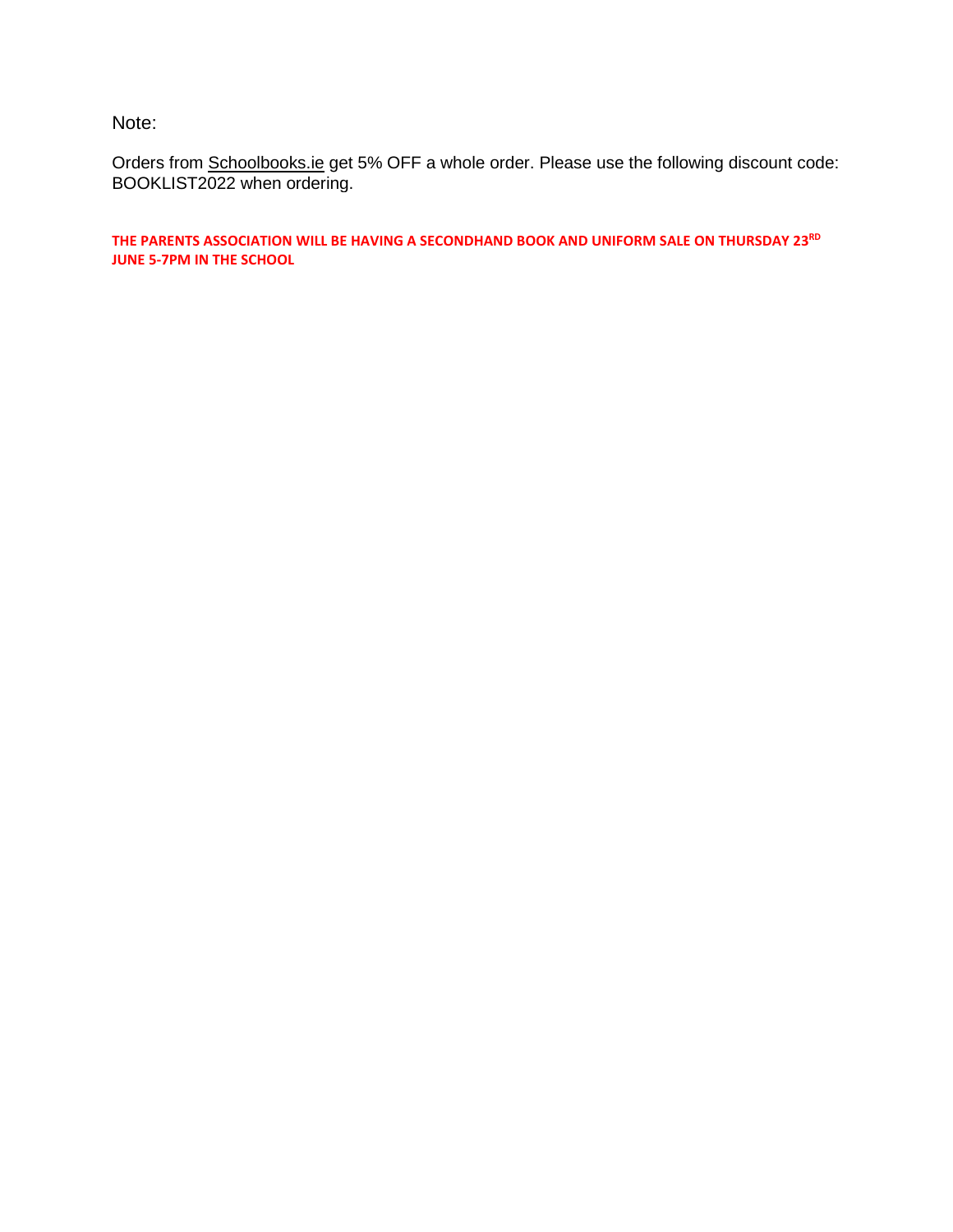Note:

Orders from Schoolbooks.ie get 5% OFF a whole order. Please use the following discount code: BOOKLIST2022 when ordering.

**THE PARENTS ASSOCIATION WILL BE HAVING A SECONDHAND BOOK AND UNIFORM SALE ON THURSDAY 23RD JUNE 5-7PM IN THE SCHOOL**